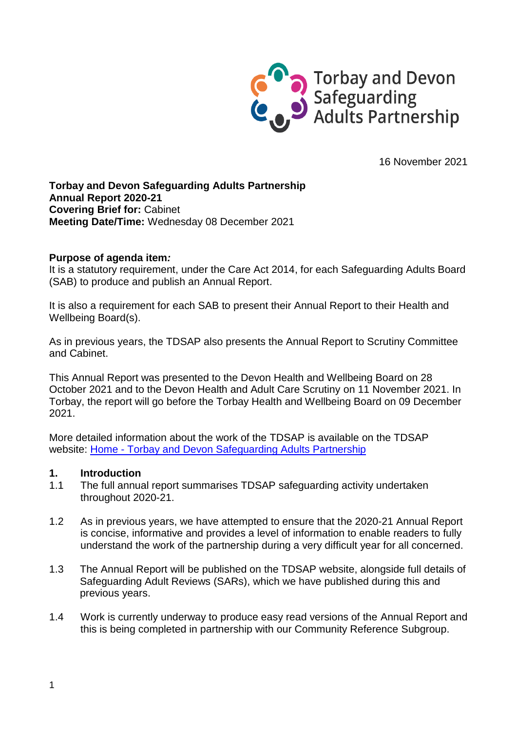Torbay and Devon Safeguarding Adults Partnership

16 November 2021

**Torbay and Devon Safeguarding Adults Partnership**
**Annual Report 2020-21**
**Covering Brief for:** Cabinet
**Meeting Date/Time:** Wednesday 08 December 2021

**Purpose of agenda item*:***
It is a statutory requirement, under the Care Act 2014, for each Safeguarding Adults Board (SAB) to produce and publish an Annual Report.

It is also a requirement for each SAB to present their Annual Report to their Health and Wellbeing Board(s).

As in previous years, the TDSAP also presents the Annual Report to Scrutiny Committee and Cabinet.

This Annual Report was presented to the Devon Health and Wellbeing Board on 28 October 2021 and to the Devon Health and Adult Care Scrutiny on 11 November 2021. In Torbay, the report will go before the Torbay Health and Wellbeing Board on 09 December 2021.

More detailed information about the work of the TDSAP is available on the TDSAP website: [Home - Torbay and Devon Safeguarding Adults Partnership]()

## 1. Introduction

1.1 The full annual report summarises TDSAP safeguarding activity undertaken throughout 2020-21.

1.2 As in previous years, we have attempted to ensure that the 2020-21 Annual Report is concise, informative and provides a level of information to enable readers to fully understand the work of the partnership during a very difficult year for all concerned.

1.3 The Annual Report will be published on the TDSAP website, alongside full details of Safeguarding Adult Reviews (SARs), which we have published during this and previous years.

1.4 Work is currently underway to produce easy read versions of the Annual Report and this is being completed in partnership with our Community Reference Subgroup.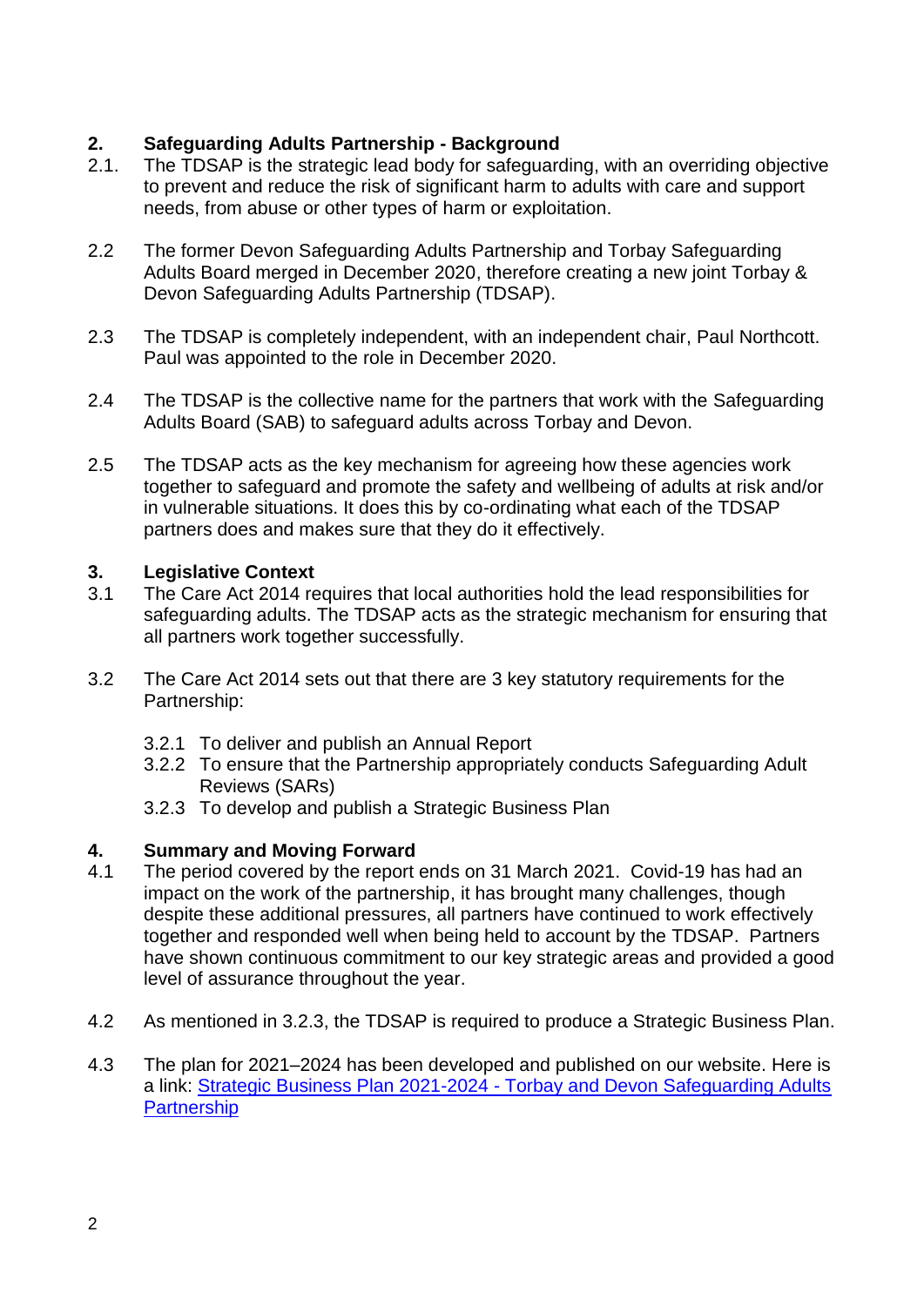## 2. Safeguarding Adults Partnership - Background

2.1. The TDSAP is the strategic lead body for safeguarding, with an overriding objective to prevent and reduce the risk of significant harm to adults with care and support needs, from abuse or other types of harm or exploitation.

2.2 The former Devon Safeguarding Adults Partnership and Torbay Safeguarding Adults Board merged in December 2020, therefore creating a new joint Torbay & Devon Safeguarding Adults Partnership (TDSAP).

2.3 The TDSAP is completely independent, with an independent chair, Paul Northcott. Paul was appointed to the role in December 2020.

2.4 The TDSAP is the collective name for the partners that work with the Safeguarding Adults Board (SAB) to safeguard adults across Torbay and Devon.

2.5 The TDSAP acts as the key mechanism for agreeing how these agencies work together to safeguard and promote the safety and wellbeing of adults at risk and/or in vulnerable situations. It does this by co-ordinating what each of the TDSAP partners does and makes sure that they do it effectively.

## 3. Legislative Context

3.1 The Care Act 2014 requires that local authorities hold the lead responsibilities for safeguarding adults. The TDSAP acts as the strategic mechanism for ensuring that all partners work together successfully.

3.2 The Care Act 2014 sets out that there are 3 key statutory requirements for the Partnership:

- 3.2.1 To deliver and publish an Annual Report
- 3.2.2 To ensure that the Partnership appropriately conducts Safeguarding Adult Reviews (SARs)
- 3.2.3 To develop and publish a Strategic Business Plan

## 4. Summary and Moving Forward

4.1 The period covered by the report ends on 31 March 2021. Covid-19 has had an impact on the work of the partnership, it has brought many challenges, though despite these additional pressures, all partners have continued to work effectively together and responded well when being held to account by the TDSAP. Partners have shown continuous commitment to our key strategic areas and provided a good level of assurance throughout the year.

4.2 As mentioned in 3.2.3, the TDSAP is required to produce a Strategic Business Plan.

4.3 The plan for 2021–2024 has been developed and published on our website. Here is a link: [Strategic Business Plan 2021-2024 - Torbay and Devon Safeguarding Adults Partnership]